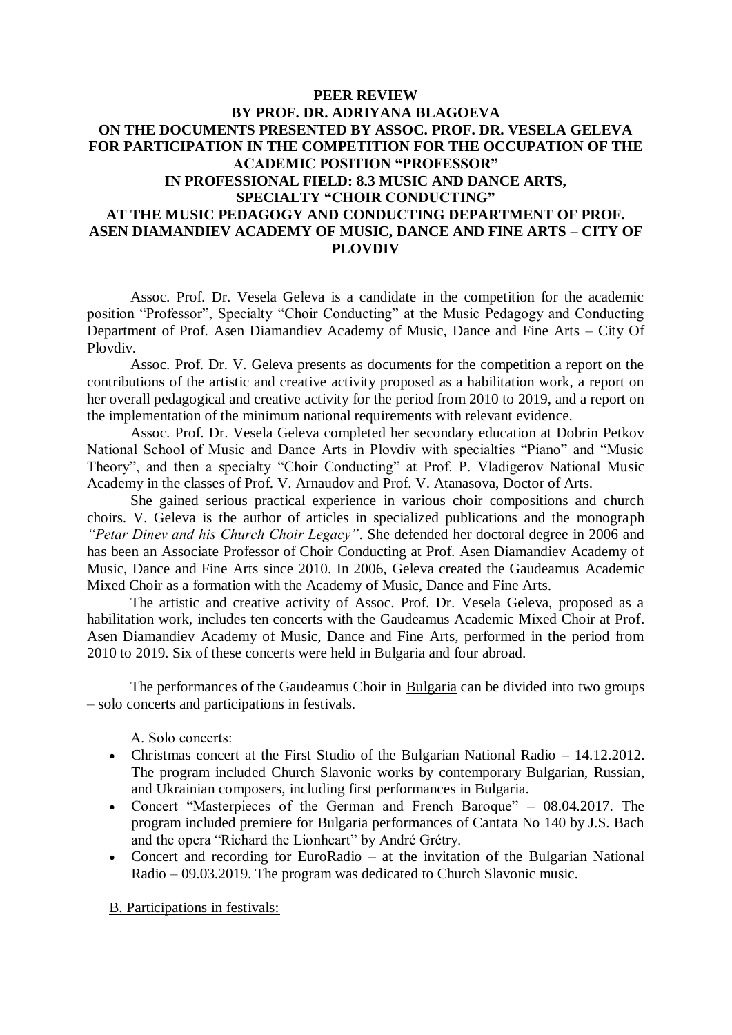# PEER REVIEW
# BY PROF. DR. ADRIYANA BLAGOEVA
# ON THE DOCUMENTS PRESENTED BY ASSOC. PROF. DR. VESELA GELEVA FOR PARTICIPATION IN THE COMPETITION FOR THE OCCUPATION OF THE ACADEMIC POSITION "PROFESSOR" IN PROFESSIONAL FIELD: 8.3 MUSIC AND DANCE ARTS, SPECIALTY "CHOIR CONDUCTING" AT THE MUSIC PEDAGOGY AND CONDUCTING DEPARTMENT OF PROF. ASEN DIAMANDIEV ACADEMY OF MUSIC, DANCE AND FINE ARTS – CITY OF PLOVDIV

Assoc. Prof. Dr. Vesela Geleva is a candidate in the competition for the academic position "Professor", Specialty "Choir Conducting" at the Music Pedagogy and Conducting Department of Prof. Asen Diamandiev Academy of Music, Dance and Fine Arts – City Of Plovdiv.

Assoc. Prof. Dr. V. Geleva presents as documents for the competition a report on the contributions of the artistic and creative activity proposed as a habilitation work, a report on her overall pedagogical and creative activity for the period from 2010 to 2019, and a report on the implementation of the minimum national requirements with relevant evidence.

Assoc. Prof. Dr. Vesela Geleva completed her secondary education at Dobrin Petkov National School of Music and Dance Arts in Plovdiv with specialties "Piano" and "Music Theory", and then a specialty "Choir Conducting" at Prof. P. Vladigerov National Music Academy in the classes of Prof. V. Arnaudov and Prof. V. Atanasova, Doctor of Arts.

She gained serious practical experience in various choir compositions and church choirs. V. Geleva is the author of articles in specialized publications and the monograph *"Petar Dinev and his Church Choir Legacy"*. She defended her doctoral degree in 2006 and has been an Associate Professor of Choir Conducting at Prof. Asen Diamandiev Academy of Music, Dance and Fine Arts since 2010. In 2006, Geleva created the Gaudeamus Academic Mixed Choir as a formation with the Academy of Music, Dance and Fine Arts.

The artistic and creative activity of Assoc. Prof. Dr. Vesela Geleva, proposed as a habilitation work, includes ten concerts with the Gaudeamus Academic Mixed Choir at Prof. Asen Diamandiev Academy of Music, Dance and Fine Arts, performed in the period from 2010 to 2019. Six of these concerts were held in Bulgaria and four abroad.

The performances of the Gaudeamus Choir in Bulgaria can be divided into two groups – solo concerts and participations in festivals.

A. Solo concerts:

- Christmas concert at the First Studio of the Bulgarian National Radio – 14.12.2012. The program included Church Slavonic works by contemporary Bulgarian, Russian, and Ukrainian composers, including first performances in Bulgaria.
- Concert "Masterpieces of the German and French Baroque" – 08.04.2017. The program included premiere for Bulgaria performances of Cantata No 140 by J.S. Bach and the opera "Richard the Lionheart" by André Grétry.
- Concert and recording for EuroRadio – at the invitation of the Bulgarian National Radio – 09.03.2019. The program was dedicated to Church Slavonic music.

B. Participations in festivals: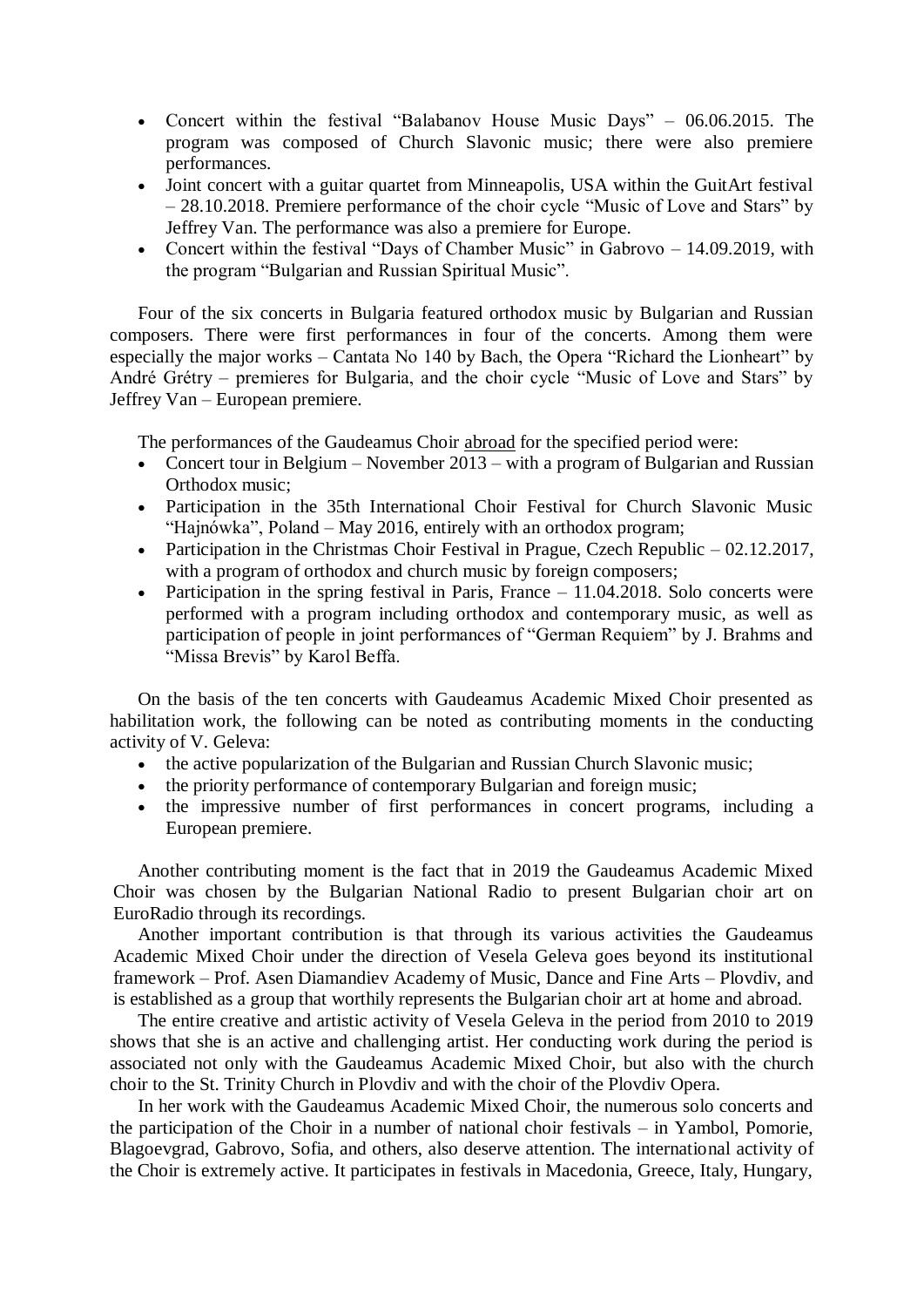- Concert within the festival “Balabanov House Music Days” – 06.06.2015. The program was composed of Church Slavonic music; there were also premiere performances.
- Joint concert with a guitar quartet from Minneapolis, USA within the GuitArt festival – 28.10.2018. Premiere performance of the choir cycle “Music of Love and Stars” by Jeffrey Van. The performance was also a premiere for Europe.
- Concert within the festival “Days of Chamber Music” in Gabrovo – 14.09.2019, with the program “Bulgarian and Russian Spiritual Music”.

Four of the six concerts in Bulgaria featured orthodox music by Bulgarian and Russian composers. There were first performances in four of the concerts. Among them were especially the major works – Cantata No 140 by Bach, the Opera “Richard the Lionheart” by André Grétry – premieres for Bulgaria, and the choir cycle “Music of Love and Stars” by Jeffrey Van – European premiere.

The performances of the Gaudeamus Choir abroad for the specified period were:

- Concert tour in Belgium – November 2013 – with a program of Bulgarian and Russian Orthodox music;
- Participation in the 35th International Choir Festival for Church Slavonic Music “Hajnówka”, Poland – May 2016, entirely with an orthodox program;
- Participation in the Christmas Choir Festival in Prague, Czech Republic – 02.12.2017, with a program of orthodox and church music by foreign composers;
- Participation in the spring festival in Paris, France – 11.04.2018. Solo concerts were performed with a program including orthodox and contemporary music, as well as participation of people in joint performances of “German Requiem” by J. Brahms and “Missa Brevis” by Karol Beffa.

On the basis of the ten concerts with Gaudeamus Academic Mixed Choir presented as habilitation work, the following can be noted as contributing moments in the conducting activity of V. Geleva:

- the active popularization of the Bulgarian and Russian Church Slavonic music;
- the priority performance of contemporary Bulgarian and foreign music;
- the impressive number of first performances in concert programs, including a European premiere.

Another contributing moment is the fact that in 2019 the Gaudeamus Academic Mixed Choir was chosen by the Bulgarian National Radio to present Bulgarian choir art on EuroRadio through its recordings.

Another important contribution is that through its various activities the Gaudeamus Academic Mixed Choir under the direction of Vesela Geleva goes beyond its institutional framework – Prof. Asen Diamandiev Academy of Music, Dance and Fine Arts – Plovdiv, and is established as a group that worthily represents the Bulgarian choir art at home and abroad.

The entire creative and artistic activity of Vesela Geleva in the period from 2010 to 2019 shows that she is an active and challenging artist. Her conducting work during the period is associated not only with the Gaudeamus Academic Mixed Choir, but also with the church choir to the St. Trinity Church in Plovdiv and with the choir of the Plovdiv Opera.

In her work with the Gaudeamus Academic Mixed Choir, the numerous solo concerts and the participation of the Choir in a number of national choir festivals – in Yambol, Pomorie, Blagoevgrad, Gabrovo, Sofia, and others, also deserve attention. The international activity of the Choir is extremely active. It participates in festivals in Macedonia, Greece, Italy, Hungary,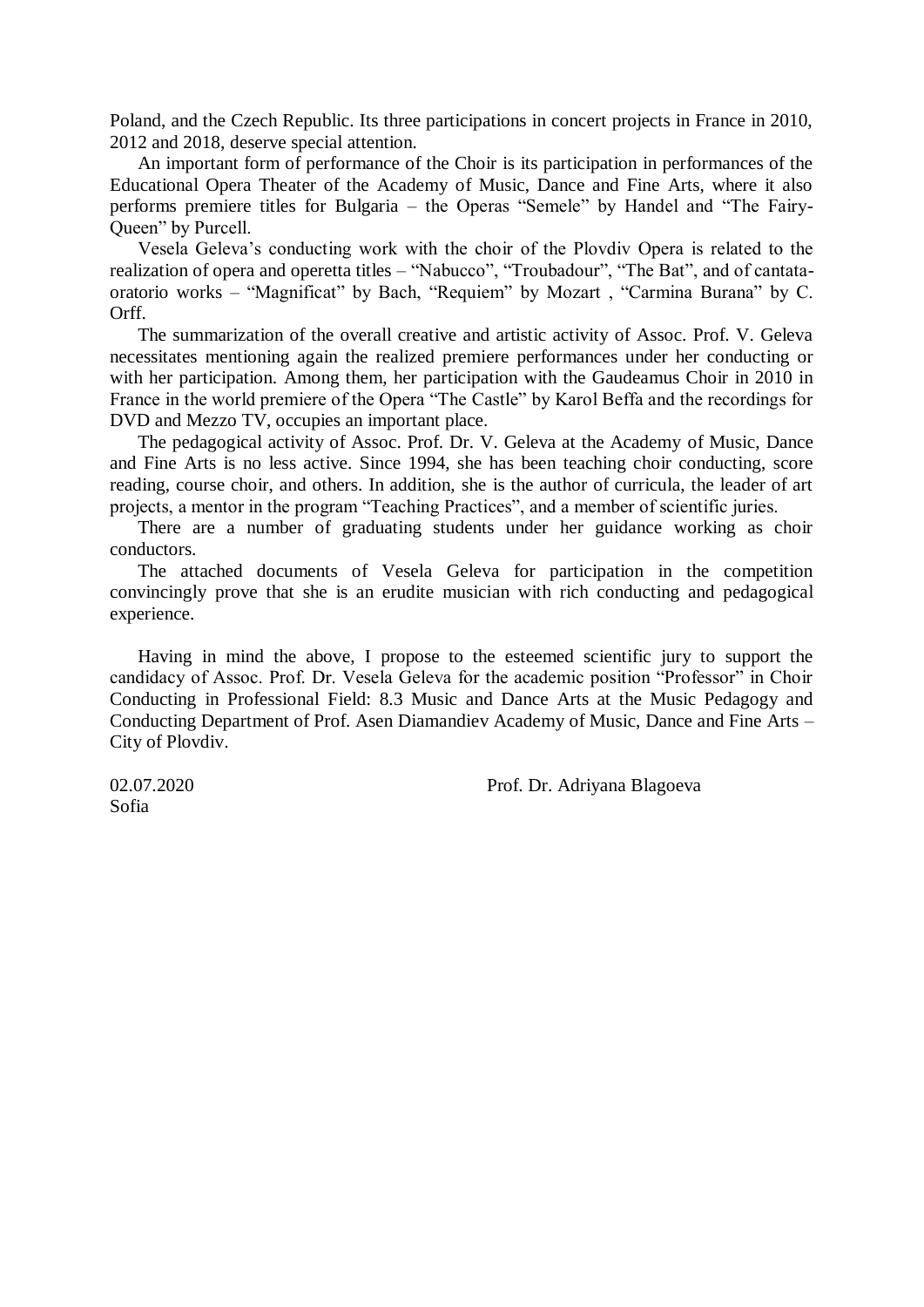Poland, and the Czech Republic. Its three participations in concert projects in France in 2010, 2012 and 2018, deserve special attention.

An important form of performance of the Choir is its participation in performances of the Educational Opera Theater of the Academy of Music, Dance and Fine Arts, where it also performs premiere titles for Bulgaria – the Operas "Semele" by Handel and "The Fairy-Queen" by Purcell.

Vesela Geleva's conducting work with the choir of the Plovdiv Opera is related to the realization of opera and operetta titles – "Nabucco", "Troubadour", "The Bat", and of cantata-oratorio works – "Magnificat" by Bach, "Requiem" by Mozart , "Carmina Burana" by C. Orff.

The summarization of the overall creative and artistic activity of Assoc. Prof. V. Geleva necessitates mentioning again the realized premiere performances under her conducting or with her participation. Among them, her participation with the Gaudeamus Choir in 2010 in France in the world premiere of the Opera "The Castle" by Karol Beffa and the recordings for DVD and Mezzo TV, occupies an important place.

The pedagogical activity of Assoc. Prof. Dr. V. Geleva at the Academy of Music, Dance and Fine Arts is no less active. Since 1994, she has been teaching choir conducting, score reading, course choir, and others. In addition, she is the author of curricula, the leader of art projects, a mentor in the program "Teaching Practices", and a member of scientific juries.

There are a number of graduating students under her guidance working as choir conductors.

The attached documents of Vesela Geleva for participation in the competition convincingly prove that she is an erudite musician with rich conducting and pedagogical experience.

Having in mind the above, I propose to the esteemed scientific jury to support the candidacy of Assoc. Prof. Dr. Vesela Geleva for the academic position "Professor" in Choir Conducting in Professional Field: 8.3 Music and Dance Arts at the Music Pedagogy and Conducting Department of Prof. Asen Diamandiev Academy of Music, Dance and Fine Arts – City of Plovdiv.

02.07.2020 Prof. Dr. Adriyana Blagoeva
Sofia